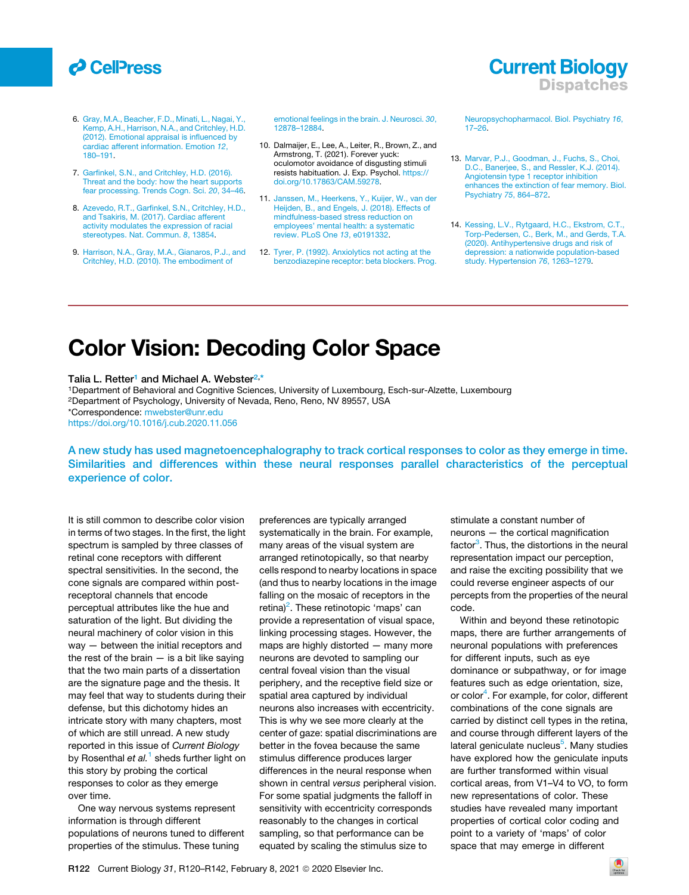6. Gray, M.A., Beacher, F.D., Minati, L., Nagai, Y., Kemp, A.H., Harrison, N.A., and Critchley, H.D. (2012). Emotional appraisal is influenced by cardiac afferent information. Emotion *12*, 180–191.

7. Garfinkel, S.N., and Critchley, H.D. (2016). Threat and the body: how the heart supports fear processing. Trends Cogn. Sci. *20*, 34–46.

8. Azevedo, R.T., Garfinkel, S.N., Critchley, H.D., and Tsakiris, M. (2017). Cardiac afferent activity modulates the expression of racial stereotypes. Nat. Commun. *8*, 13854.

9. Harrison, N.A., Gray, M.A., Gianaros, P.J., and Critchley, H.D. (2010). The embodiment of emotional feelings in the brain. J. Neurosci. *30*, 12878–12884.

10. Dalmaijer, E., Lee, A., Leiter, R., Brown, Z., and Armstrong, T. (2021). Forever yuck: oculomotor avoidance of disgusting stimuli resists habituation. J. Exp. Psychol. https://doi.org/10.17863/CAM.59278.

11. Janssen, M., Heerkens, Y., Kuijer, W., van der Heijden, B., and Engels, J. (2018). Effects of mindfulness-based stress reduction on employees' mental health: a systematic review. PLoS One *13*, e0191332.

12. Tyrer, P. (1992). Anxiolytics not acting at the benzodiazepine receptor: beta blockers. Prog. Neuropsychopharmacol. Biol. Psychiatry *16*, 17–26.

13. Marvar, P.J., Goodman, J., Fuchs, S., Choi, D.C., Banerjee, S., and Ressler, K.J. (2014). Angiotensin type 1 receptor inhibition enhances the extinction of fear memory. Biol. Psychiatry *75*, 864–872.

14. Kessing, L.V., Rytgaard, H.C., Ekstrom, C.T., Torp-Pedersen, C., Berk, M., and Gerds, T.A. (2020). Antihypertensive drugs and risk of depression: a nationwide population-based study. Hypertension *76*, 1263–1279.

# Color Vision: Decoding Color Space

Talia L. Retter[1] and Michael A. Webster[2,*]

[1]Department of Behavioral and Cognitive Sciences, University of Luxembourg, Esch-sur-Alzette, Luxembourg
[2]Department of Psychology, University of Nevada, Reno, Reno, NV 89557, USA
*Correspondence: mwebster@unr.edu
https://doi.org/10.1016/j.cub.2020.11.056

**A new study has used magnetoencephalography to track cortical responses to color as they emerge in time. Similarities and differences within these neural responses parallel characteristics of the perceptual experience of color.**

It is still common to describe color vision in terms of two stages. In the first, the light spectrum is sampled by three classes of retinal cone receptors with different spectral sensitivities. In the second, the cone signals are compared within post-receptoral channels that encode perceptual attributes like the hue and saturation of the light. But dividing the neural machinery of color vision in this way — between the initial receptors and the rest of the brain — is a bit like saying that the two main parts of a dissertation are the signature page and the thesis. It may feel that way to students during their defense, but this dichotomy hides an intricate story with many chapters, most of which are still unread. A new study reported in this issue of *Current Biology* by Rosenthal *et al.*[1] sheds further light on this story by probing the cortical responses to color as they emerge over time.

One way nervous systems represent information is through different populations of neurons tuned to different properties of the stimulus. These tuning preferences are typically arranged systematically in the brain. For example, many areas of the visual system are arranged retinotopically, so that nearby cells respond to nearby locations in space (and thus to nearby locations in the image falling on the mosaic of receptors in the retina)[2]. These retinotopic 'maps' can provide a representation of visual space, linking processing stages. However, the maps are highly distorted — many more neurons are devoted to sampling our central foveal vision than the visual periphery, and the receptive field size or spatial area captured by individual neurons also increases with eccentricity. This is why we see more clearly at the center of gaze: spatial discriminations are better in the fovea because the same stimulus difference produces larger differences in the neural response when shown in central *versus* peripheral vision. For some spatial judgments the falloff in sensitivity with eccentricity corresponds reasonably to the changes in cortical sampling, so that performance can be equated by scaling the stimulus size to stimulate a constant number of neurons — the cortical magnification factor[3]. Thus, the distortions in the neural representation impact our perception, and raise the exciting possibility that we could reverse engineer aspects of our percepts from the properties of the neural code.

Within and beyond these retinotopic maps, there are further arrangements of neuronal populations with preferences for different inputs, such as eye dominance or subpathway, or for image features such as edge orientation, size, or color[4]. For example, for color, different combinations of the cone signals are carried by distinct cell types in the retina, and course through different layers of the lateral geniculate nucleus[5]. Many studies have explored how the geniculate inputs are further transformed within visual cortical areas, from V1–V4 to VO, to form new representations of color. These studies have revealed many important properties of cortical color coding and point to a variety of 'maps' of color space that may emerge in different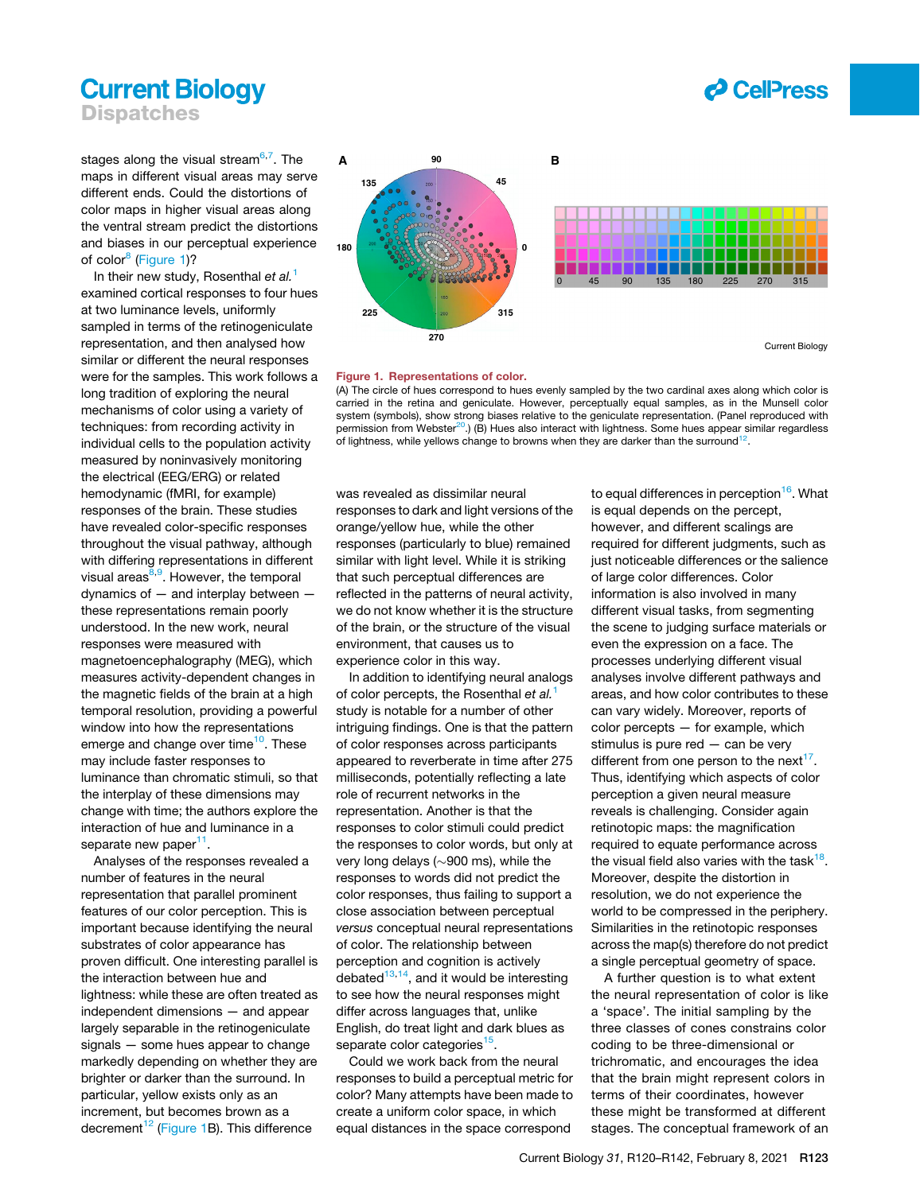stages along the visual stream[6,7]. The maps in different visual areas may serve different ends. Could the distortions of color maps in higher visual areas along the ventral stream predict the distortions and biases in our perceptual experience of color[8] (Figure 1)?

In their new study, Rosenthal *et al.*[1] examined cortical responses to four hues at two luminance levels, uniformly sampled in terms of the retinogeniculate representation, and then analysed how similar or different the neural responses were for the samples. This work follows a long tradition of exploring the neural mechanisms of color using a variety of techniques: from recording activity in individual cells to the population activity measured by noninvasively monitoring the electrical (EEG/ERG) or related hemodynamic (fMRI, for example) responses of the brain. These studies have revealed color-specific responses throughout the visual pathway, although with differing representations in different visual areas[8,9]. However, the temporal dynamics of — and interplay between — these representations remain poorly understood. In the new work, neural responses were measured with magnetoencephalography (MEG), which measures activity-dependent changes in the magnetic fields of the brain at a high temporal resolution, providing a powerful window into how the representations emerge and change over time[10]. These may include faster responses to luminance than chromatic stimuli, so that the interplay of these dimensions may change with time; the authors explore the interaction of hue and luminance in a separate new paper[11].

Analyses of the responses revealed a number of features in the neural representation that parallel prominent features of our color perception. This is important because identifying the neural substrates of color appearance has proven difficult. One interesting parallel is the interaction between hue and lightness: while these are often treated as independent dimensions — and appear largely separable in the retinogeniculate signals — some hues appear to change markedly depending on whether they are brighter or darker than the surround. In particular, yellow exists only as an increment, but becomes brown as a decrement[12] (Figure 1B). This difference was revealed as dissimilar neural responses to dark and light versions of the orange/yellow hue, while the other responses (particularly to blue) remained similar with light level. While it is striking that such perceptual differences are reflected in the patterns of neural activity, we do not know whether it is the structure of the brain, or the structure of the visual environment, that causes us to experience color in this way.

In addition to identifying neural analogs of color percepts, the Rosenthal *et al.*[1] study is notable for a number of other intriguing findings. One is that the pattern of color responses across participants appeared to reverberate in time after 275 milliseconds, potentially reflecting a late role of recurrent networks in the representation. Another is that the responses to color stimuli could predict the responses to color words, but only at very long delays (~900 ms), while the responses to words did not predict the color responses, thus failing to support a close association between perceptual *versus* conceptual neural representations of color. The relationship between perception and cognition is actively debated[13,14], and it would be interesting to see how the neural responses might differ across languages that, unlike English, do treat light and dark blues as separate color categories[15].

Could we work back from the neural responses to build a perceptual metric for color? Many attempts have been made to create a uniform color space, in which equal distances in the space correspond to equal differences in perception[16]. What is equal depends on the percept, however, and different scalings are required for different judgments, such as just noticeable differences or the salience of large color differences. Color information is also involved in many different visual tasks, from segmenting the scene to judging surface materials or even the expression on a face. The processes underlying different visual analyses involve different pathways and areas, and how color contributes to these can vary widely. Moreover, reports of color percepts — for example, which stimulus is pure red — can be very different from one person to the next[17]. Thus, identifying which aspects of color perception a given neural measure reveals is challenging. Consider again retinotopic maps: the magnification required to equate performance across the visual field also varies with the task[18]. Moreover, despite the distortion in resolution, we do not experience the world to be compressed in the periphery. Similarities in the retinotopic responses across the map(s) therefore do not predict a single perceptual geometry of space.

A further question is to what extent the neural representation of color is like a 'space'. The initial sampling by the three classes of cones constrains color coding to be three-dimensional or trichromatic, and encourages the idea that the brain might represent colors in terms of their coordinates, however these might be transformed at different stages. The conceptual framework of an

**Figure 1. Representations of color.**
(A) The circle of hues correspond to hues evenly sampled by the two cardinal axes along which color is carried in the retina and geniculate. However, perceptually equal samples, as in the Munsell color system (symbols), show strong biases relative to the geniculate representation. (Panel reproduced with permission from Webster[20].) (B) Hues also interact with lightness. Some hues appear similar regardless of lightness, while yellows change to browns when they are darker than the surround[12].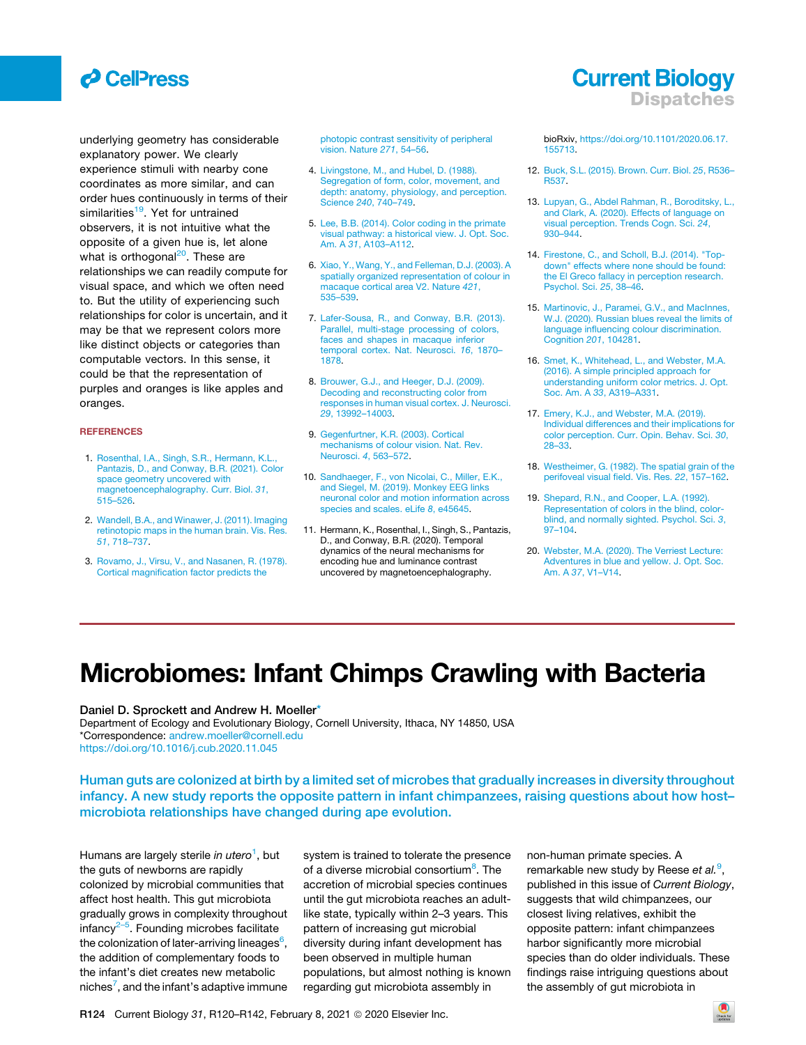underlying geometry has considerable explanatory power. We clearly experience stimuli with nearby cone coordinates as more similar, and can order hues continuously in terms of their similarities[19]. Yet for untrained observers, it is not intuitive what the opposite of a given hue is, let alone what is orthogonal[20]. These are relationships we can readily compute for visual space, and which we often need to. But the utility of experiencing such relationships for color is uncertain, and it may be that we represent colors more like distinct objects or categories than computable vectors. In this sense, it could be that the representation of purples and oranges is like apples and oranges.

## REFERENCES

1. Rosenthal, I.A., Singh, S.R., Hermann, K.L., Pantazis, D., and Conway, B.R. (2021). Color space geometry uncovered with magnetoencephalography. Curr. Biol. *31*, 515–526.
2. Wandell, B.A., and Winawer, J. (2011). Imaging retinotopic maps in the human brain. Vis. Res. *51*, 718–737.
3. Rovamo, J., Virsu, V., and Nasanen, R. (1978). Cortical magnification factor predicts the photopic contrast sensitivity of peripheral vision. Nature *271*, 54–56.
4. Livingstone, M., and Hubel, D. (1988). Segregation of form, color, movement, and depth: anatomy, physiology, and perception. Science *240*, 740–749.
5. Lee, B.B. (2014). Color coding in the primate visual pathway: a historical view. J. Opt. Soc. Am. A *31*, A103–A112.
6. Xiao, Y., Wang, Y., and Felleman, D.J. (2003). A spatially organized representation of colour in macaque cortical area V2. Nature *421*, 535–539.
7. Lafer-Sousa, R., and Conway, B.R. (2013). Parallel, multi-stage processing of colors, faces and shapes in macaque inferior temporal cortex. Nat. Neurosci. *16*, 1870–1878.
8. Brouwer, G.J., and Heeger, D.J. (2009). Decoding and reconstructing color from responses in human visual cortex. J. Neurosci. *29*, 13992–14003.
9. Gegenfurtner, K.R. (2003). Cortical mechanisms of colour vision. Nat. Rev. Neurosci. *4*, 563–572.
10. Sandhaeger, F., von Nicolai, C., Miller, E.K., and Siegel, M. (2019). Monkey EEG links neuronal color and motion information across species and scales. eLife *8*, e45645.
11. Hermann, K., Rosenthal, I., Singh, S., Pantazis, D., and Conway, B.R. (2020). Temporal dynamics of the neural mechanisms for encoding hue and luminance contrast uncovered by magnetoencephalography. bioRxiv, https://doi.org/10.1101/2020.06.17.155713.
12. Buck, S.L. (2015). Brown. Curr. Biol. *25*, R536–R537.
13. Lupyan, G., Abdel Rahman, R., Boroditsky, L., and Clark, A. (2020). Effects of language on visual perception. Trends Cogn. Sci. *24*, 930–944.
14. Firestone, C., and Scholl, B.J. (2014). "Top-down" effects where none should be found: the El Greco fallacy in perception research. Psychol. Sci. *25*, 38–46.
15. Martinovic, J., Paramei, G.V., and MacInnes, W.J. (2020). Russian blues reveal the limits of language influencing colour discrimination. Cognition *201*, 104281.
16. Smet, K., Whitehead, L., and Webster, M.A. (2016). A simple principled approach for understanding uniform color metrics. J. Opt. Soc. Am. A *33*, A319–A331.
17. Emery, K.J., and Webster, M.A. (2019). Individual differences and their implications for color perception. Curr. Opin. Behav. Sci. *30*, 28–33.
18. Westheimer, G. (1982). The spatial grain of the perifoveal visual field. Vis. Res. *22*, 157–162.
19. Shepard, R.N., and Cooper, L.A. (1992). Representation of colors in the blind, color-blind, and normally sighted. Psychol. Sci. *3*, 97–104.
20. Webster, M.A. (2020). The Verriest Lecture: Adventures in blue and yellow. J. Opt. Soc. Am. A *37*, V1–V14.

---

# Microbiomes: Infant Chimps Crawling with Bacteria

**Daniel D. Sprockett and Andrew H. Moeller***

Department of Ecology and Evolutionary Biology, Cornell University, Ithaca, NY 14850, USA
*Correspondence: andrew.moeller@cornell.edu
https://doi.org/10.1016/j.cub.2020.11.045

**Human guts are colonized at birth by a limited set of microbes that gradually increases in diversity throughout infancy. A new study reports the opposite pattern in infant chimpanzees, raising questions about how host–microbiota relationships have changed during ape evolution.**

Humans are largely sterile *in utero*[1], but the guts of newborns are rapidly colonized by microbial communities that affect host health. This gut microbiota gradually grows in complexity throughout infancy[2–5]. Founding microbes facilitate the colonization of later-arriving lineages[6], the addition of complementary foods to the infant's diet creates new metabolic niches[7], and the infant's adaptive immune system is trained to tolerate the presence of a diverse microbial consortium[8]. The accretion of microbial species continues until the gut microbiota reaches an adult-like state, typically within 2–3 years. This pattern of increasing gut microbial diversity during infant development has been observed in multiple human populations, but almost nothing is known regarding gut microbiota assembly in non-human primate species. A remarkable new study by Reese *et al.*[9], published in this issue of *Current Biology*, suggests that wild chimpanzees, our closest living relatives, exhibit the opposite pattern: infant chimpanzees harbor significantly more microbial species than do older individuals. These findings raise intriguing questions about the assembly of gut microbiota in